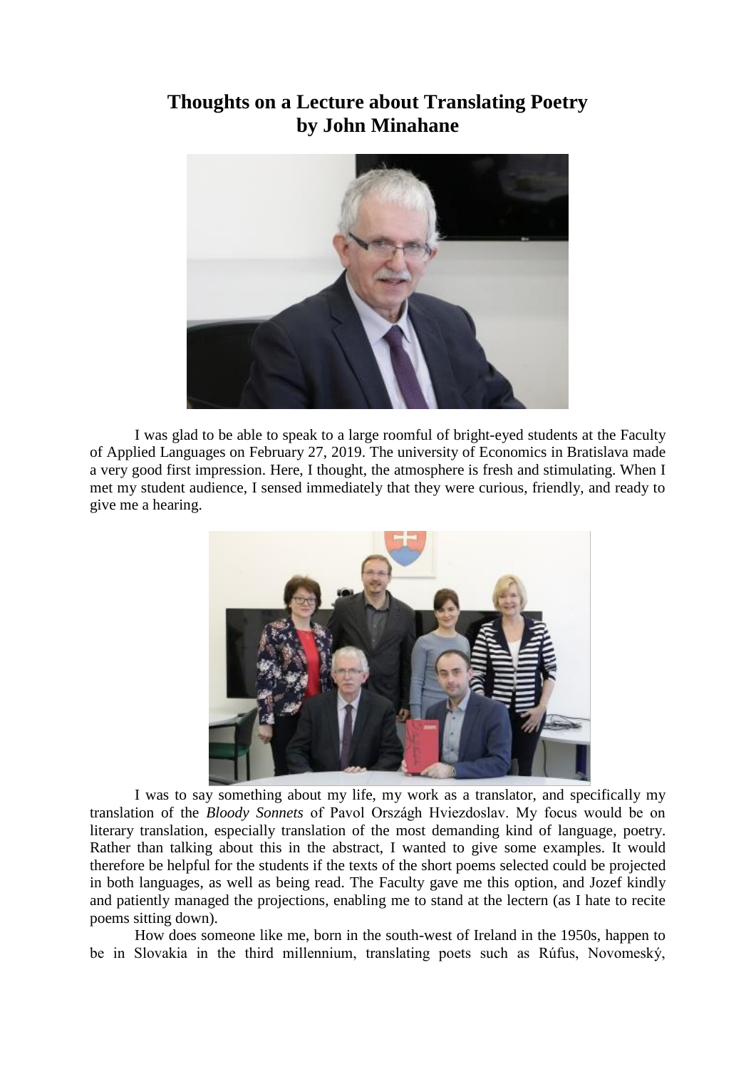# Thoughts on a Lecture about Translating Poetry
## by John Minahane

I was glad to be able to speak to a large roomful of bright-eyed students at the Faculty of Applied Languages on February 27, 2019. The university of Economics in Bratislava made a very good first impression. Here, I thought, the atmosphere is fresh and stimulating. When I met my student audience, I sensed immediately that they were curious, friendly, and ready to give me a hearing.

I was to say something about my life, my work as a translator, and specifically my translation of the *Bloody Sonnets* of Pavol Országh Hviezdoslav. My focus would be on literary translation, especially translation of the most demanding kind of language, poetry. Rather than talking about this in the abstract, I wanted to give some examples. It would therefore be helpful for the students if the texts of the short poems selected could be projected in both languages, as well as being read. The Faculty gave me this option, and Jozef kindly and patiently managed the projections, enabling me to stand at the lectern (as I hate to recite poems sitting down).

How does someone like me, born in the south-west of Ireland in the 1950s, happen to be in Slovakia in the third millennium, translating poets such as Rúfus, Novomeský,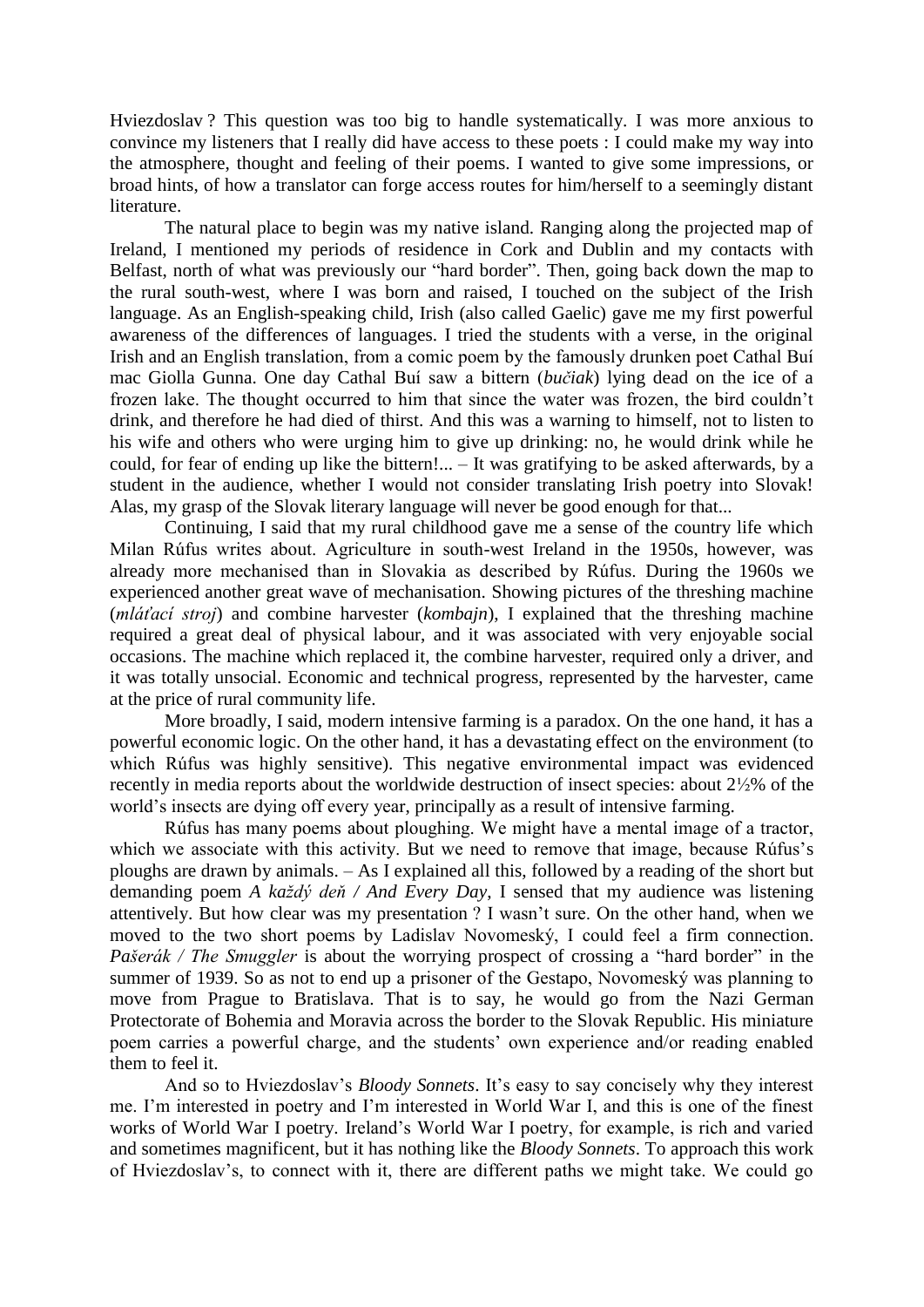Hviezdoslav ? This question was too big to handle systematically. I was more anxious to convince my listeners that I really did have access to these poets : I could make my way into the atmosphere, thought and feeling of their poems. I wanted to give some impressions, or broad hints, of how a translator can forge access routes for him/herself to a seemingly distant literature.

The natural place to begin was my native island. Ranging along the projected map of Ireland, I mentioned my periods of residence in Cork and Dublin and my contacts with Belfast, north of what was previously our "hard border". Then, going back down the map to the rural south-west, where I was born and raised, I touched on the subject of the Irish language. As an English-speaking child, Irish (also called Gaelic) gave me my first powerful awareness of the differences of languages. I tried the students with a verse, in the original Irish and an English translation, from a comic poem by the famously drunken poet Cathal Buí mac Giolla Gunna. One day Cathal Buí saw a bittern (*bučiak*) lying dead on the ice of a frozen lake. The thought occurred to him that since the water was frozen, the bird couldn't drink, and therefore he had died of thirst. And this was a warning to himself, not to listen to his wife and others who were urging him to give up drinking: no, he would drink while he could, for fear of ending up like the bittern!... – It was gratifying to be asked afterwards, by a student in the audience, whether I would not consider translating Irish poetry into Slovak! Alas, my grasp of the Slovak literary language will never be good enough for that...

Continuing, I said that my rural childhood gave me a sense of the country life which Milan Rúfus writes about. Agriculture in south-west Ireland in the 1950s, however, was already more mechanised than in Slovakia as described by Rúfus. During the 1960s we experienced another great wave of mechanisation. Showing pictures of the threshing machine (*mláťací stroj*) and combine harvester (*kombajn*), I explained that the threshing machine required a great deal of physical labour, and it was associated with very enjoyable social occasions. The machine which replaced it, the combine harvester, required only a driver, and it was totally unsocial. Economic and technical progress, represented by the harvester, came at the price of rural community life.

More broadly, I said, modern intensive farming is a paradox. On the one hand, it has a powerful economic logic. On the other hand, it has a devastating effect on the environment (to which Rúfus was highly sensitive). This negative environmental impact was evidenced recently in media reports about the worldwide destruction of insect species: about 2½% of the world's insects are dying off every year, principally as a result of intensive farming.

Rúfus has many poems about ploughing. We might have a mental image of a tractor, which we associate with this activity. But we need to remove that image, because Rúfus's ploughs are drawn by animals. – As I explained all this, followed by a reading of the short but demanding poem *A každý deň / And Every Day*, I sensed that my audience was listening attentively. But how clear was my presentation ? I wasn't sure. On the other hand, when we moved to the two short poems by Ladislav Novomeský, I could feel a firm connection. *Pašerák / The Smuggler* is about the worrying prospect of crossing a "hard border" in the summer of 1939. So as not to end up a prisoner of the Gestapo, Novomeský was planning to move from Prague to Bratislava. That is to say, he would go from the Nazi German Protectorate of Bohemia and Moravia across the border to the Slovak Republic. His miniature poem carries a powerful charge, and the students' own experience and/or reading enabled them to feel it.

And so to Hviezdoslav's *Bloody Sonnets*. It's easy to say concisely why they interest me. I'm interested in poetry and I'm interested in World War I, and this is one of the finest works of World War I poetry. Ireland's World War I poetry, for example, is rich and varied and sometimes magnificent, but it has nothing like the *Bloody Sonnets*. To approach this work of Hviezdoslav's, to connect with it, there are different paths we might take. We could go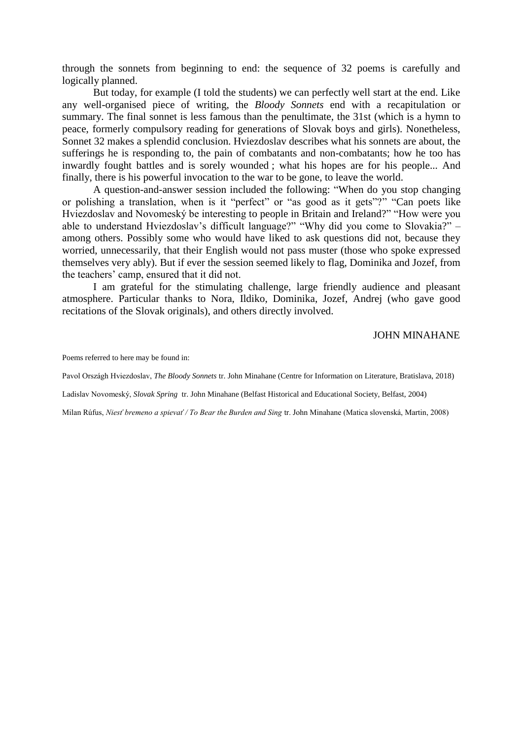through the sonnets from beginning to end: the sequence of 32 poems is carefully and logically planned.

But today, for example (I told the students) we can perfectly well start at the end. Like any well-organised piece of writing, the *Bloody Sonnets* end with a recapitulation or summary. The final sonnet is less famous than the penultimate, the 31st (which is a hymn to peace, formerly compulsory reading for generations of Slovak boys and girls). Nonetheless, Sonnet 32 makes a splendid conclusion. Hviezdoslav describes what his sonnets are about, the sufferings he is responding to, the pain of combatants and non-combatants; how he too has inwardly fought battles and is sorely wounded ; what his hopes are for his people... And finally, there is his powerful invocation to the war to be gone, to leave the world.

A question-and-answer session included the following: "When do you stop changing or polishing a translation, when is it "perfect" or "as good as it gets"?" "Can poets like Hviezdoslav and Novomeský be interesting to people in Britain and Ireland?" "How were you able to understand Hviezdoslav's difficult language?" "Why did you come to Slovakia?" – among others. Possibly some who would have liked to ask questions did not, because they worried, unnecessarily, that their English would not pass muster (those who spoke expressed themselves very ably). But if ever the session seemed likely to flag, Dominika and Jozef, from the teachers' camp, ensured that it did not.

I am grateful for the stimulating challenge, large friendly audience and pleasant atmosphere. Particular thanks to Nora, Ildiko, Dominika, Jozef, Andrej (who gave good recitations of the Slovak originals), and others directly involved.

JOHN MINAHANE

Poems referred to here may be found in:

Pavol Országh Hviezdoslav, *The Bloody Sonnets* tr. John Minahane (Centre for Information on Literature, Bratislava, 2018)

Ladislav Novomeský, *Slovak Spring* tr. John Minahane (Belfast Historical and Educational Society, Belfast, 2004)

Milan Rúfus, *Niesť bremeno a spievať / To Bear the Burden and Sing* tr. John Minahane (Matica slovenská, Martin, 2008)